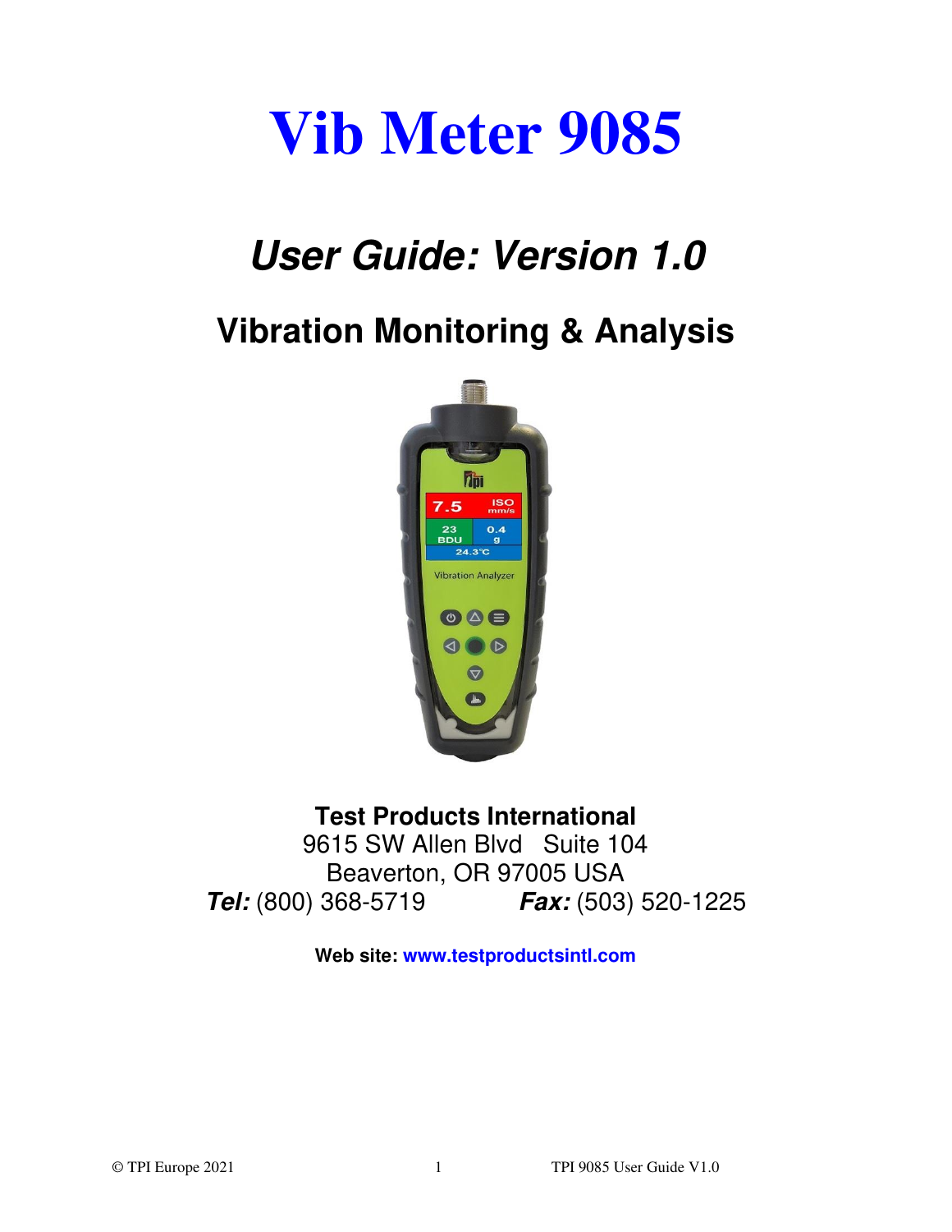# Vib Meter 9085

## *User Guide: Version 1.0*

### Vibration Monitoring & Analysis

**Test Products International**
9615 SW Allen Blvd   Suite 104
Beaverton, OR 97005 USA
***Tel:*** (800) 368-5719   ***Fax:*** (503) 520-1225

**Web site:** **www.testproductsintl.com**

© TPI Europe 2021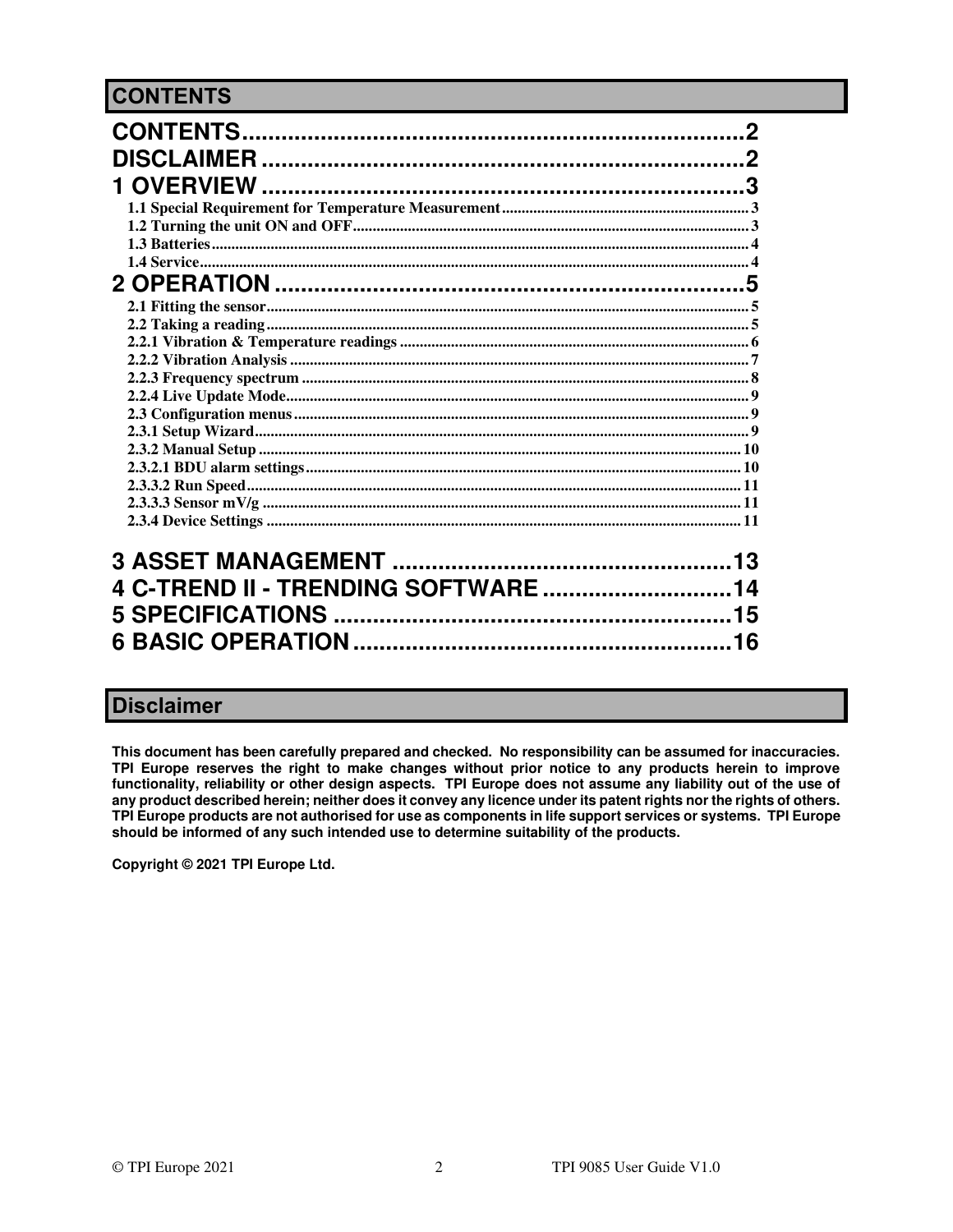## CONTENTS

CONTENTS.......................................................................2
DISCLAIMER ..................................................................2
1 OVERVIEW ...................................................................3
1.1 Special Requirement for Temperature Measurement......................................3
1.2 Turning the unit ON and OFF........................................................3
1.3 Batteries.......................................................................4
1.4 Service.........................................................................4
2 OPERATION ..................................................................5
2.1 Fitting the sensor..............................................................5
2.2 Taking a reading................................................................5
2.2.1 Vibration & Temperature readings ..............................................6
2.2.2 Vibration Analysis ............................................................7
2.2.3 Frequency spectrum ............................................................8
2.2.4 Live Update Mode...............................................................9
2.3 Configuration menus.............................................................9
2.3.1 Setup Wizard...................................................................9
2.3.2 Manual Setup ..................................................................10
2.3.2.1 BDU alarm settings............................................................10
2.3.3.2 Run Speed.....................................................................11
2.3.3.3 Sensor mV/g ..................................................................11
2.3.4 Device Settings ...............................................................11

3 ASSET MANAGEMENT ...........................................................13
4 C-TREND II - TRENDING SOFTWARE ...............................................14
5 SPECIFICATIONS ..............................................................15
6 BASIC OPERATION .............................................................16

## Disclaimer

**This document has been carefully prepared and checked. No responsibility can be assumed for inaccuracies. TPI Europe reserves the right to make changes without prior notice to any products herein to improve functionality, reliability or other design aspects. TPI Europe does not assume any liability out of the use of any product described herein; neither does it convey any licence under its patent rights nor the rights of others. TPI Europe products are not authorised for use as components in life support services or systems. TPI Europe should be informed of any such intended use to determine suitability of the products.**

**Copyright © 2021 TPI Europe Ltd.**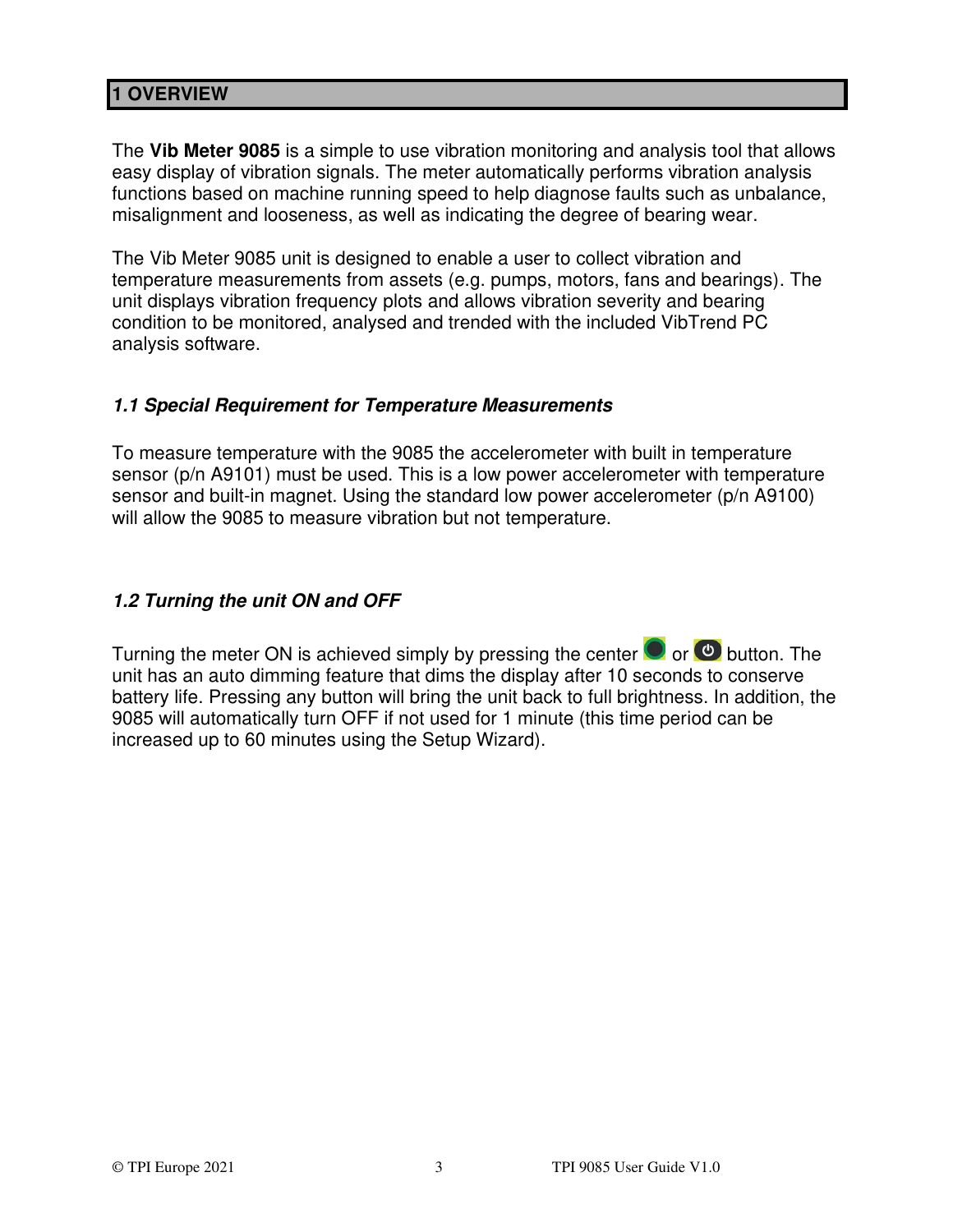# 1 OVERVIEW

The **Vib Meter 9085** is a simple to use vibration monitoring and analysis tool that allows easy display of vibration signals. The meter automatically performs vibration analysis functions based on machine running speed to help diagnose faults such as unbalance, misalignment and looseness, as well as indicating the degree of bearing wear.

The Vib Meter 9085 unit is designed to enable a user to collect vibration and temperature measurements from assets (e.g. pumps, motors, fans and bearings). The unit displays vibration frequency plots and allows vibration severity and bearing condition to be monitored, analysed and trended with the included VibTrend PC analysis software.

### *1.1 Special Requirement for Temperature Measurements*

To measure temperature with the 9085 the accelerometer with built in temperature sensor (p/n A9101) must be used. This is a low power accelerometer with temperature sensor and built-in magnet. Using the standard low power accelerometer (p/n A9100) will allow the 9085 to measure vibration but not temperature.

### *1.2 Turning the unit ON and OFF*

Turning the meter ON is achieved simply by pressing the center or button. The unit has an auto dimming feature that dims the display after 10 seconds to conserve battery life. Pressing any button will bring the unit back to full brightness. In addition, the 9085 will automatically turn OFF if not used for 1 minute (this time period can be increased up to 60 minutes using the Setup Wizard).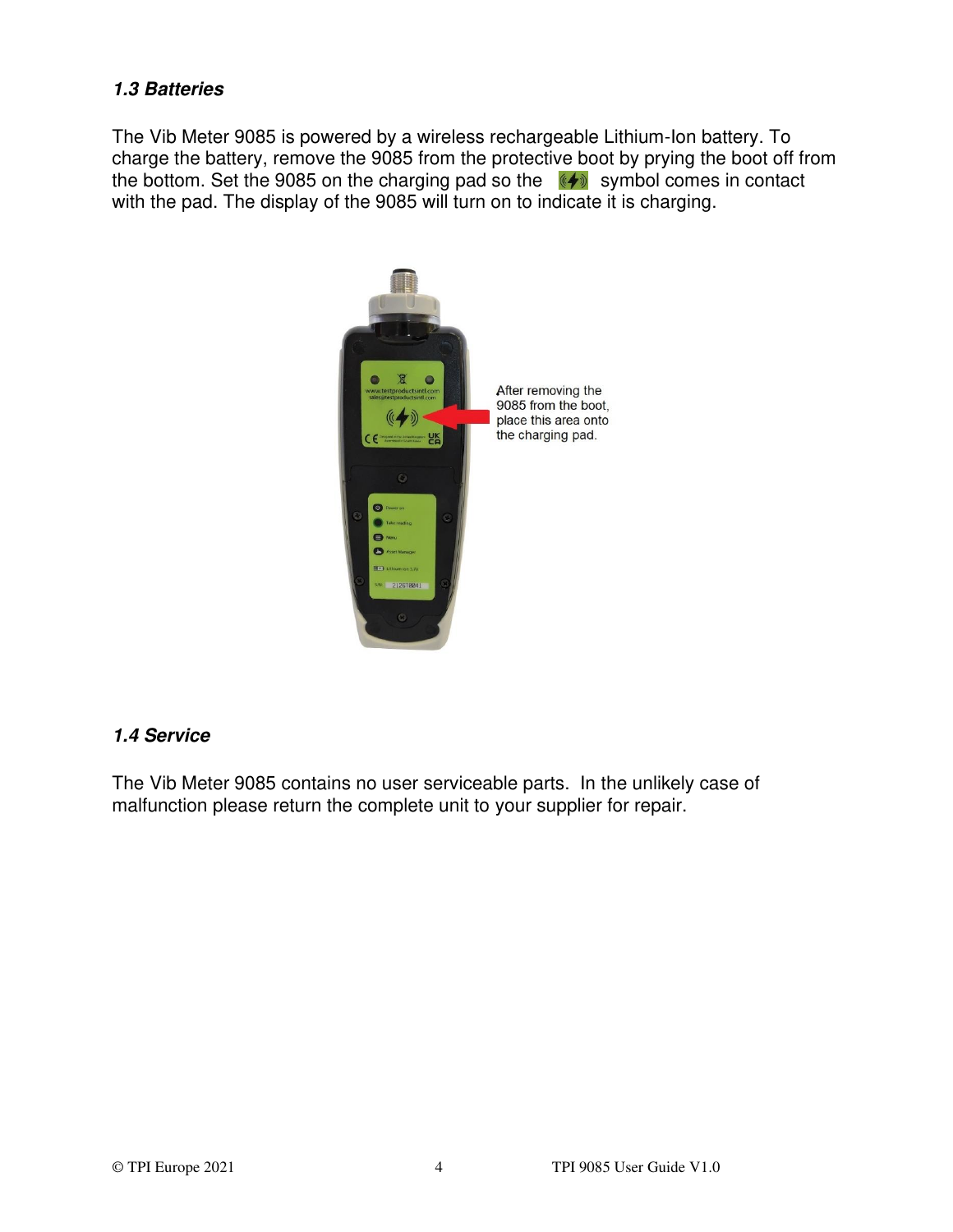### *1.3 Batteries*

The Vib Meter 9085 is powered by a wireless rechargeable Lithium-Ion battery. To charge the battery, remove the 9085 from the protective boot by prying the boot off from the bottom. Set the 9085 on the charging pad so the symbol comes in contact with the pad. The display of the 9085 will turn on to indicate it is charging.

After removing the 9085 from the boot, place this area onto the charging pad.

### *1.4 Service*

The Vib Meter 9085 contains no user serviceable parts. In the unlikely case of malfunction please return the complete unit to your supplier for repair.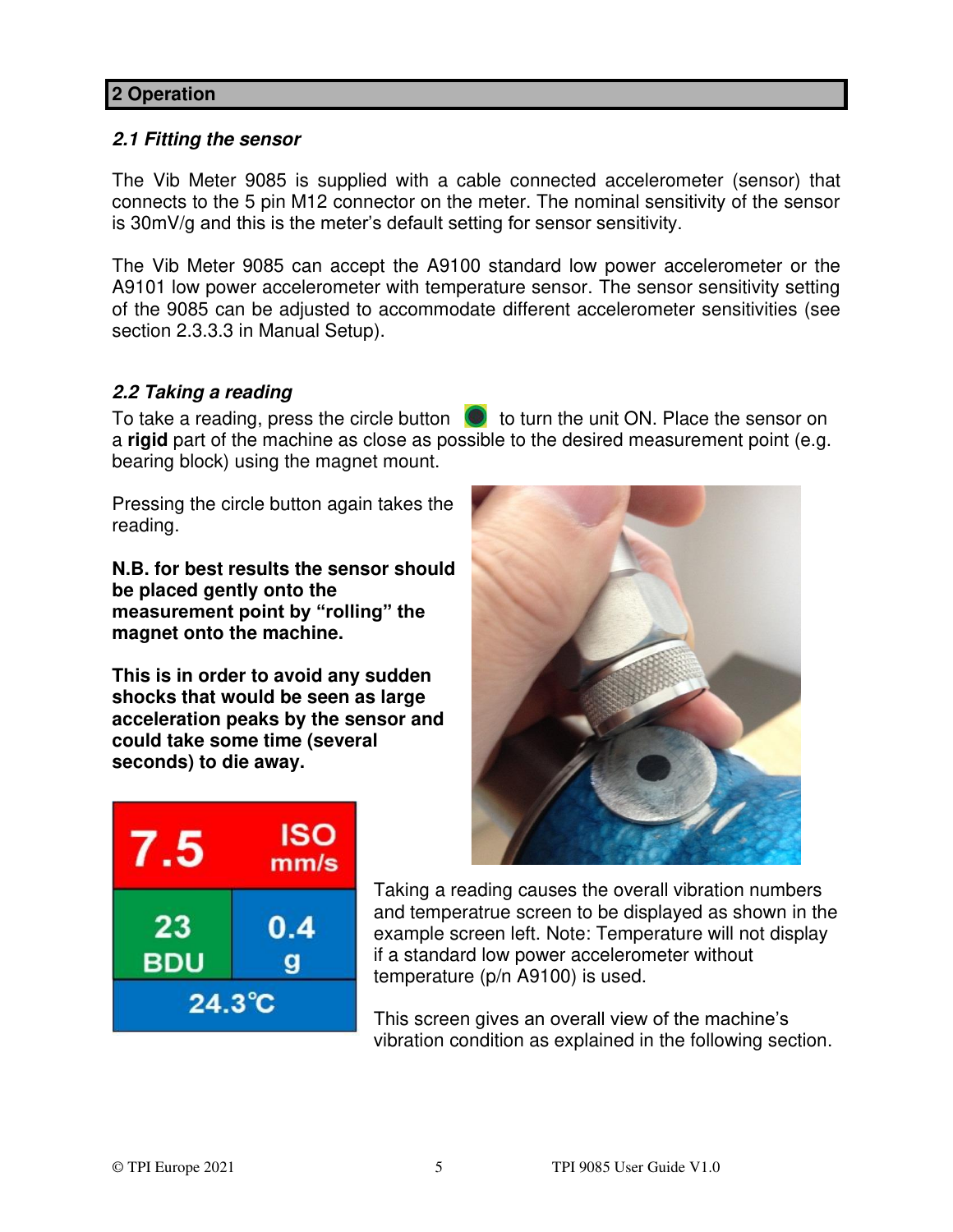## 2 Operation

### *2.1 Fitting the sensor*

The Vib Meter 9085 is supplied with a cable connected accelerometer (sensor) that connects to the 5 pin M12 connector on the meter. The nominal sensitivity of the sensor is 30mV/g and this is the meter's default setting for sensor sensitivity.

The Vib Meter 9085 can accept the A9100 standard low power accelerometer or the A9101 low power accelerometer with temperature sensor. The sensor sensitivity setting of the 9085 can be adjusted to accommodate different accelerometer sensitivities (see section 2.3.3.3 in Manual Setup).

### *2.2 Taking a reading*

To take a reading, press the circle button to turn the unit ON. Place the sensor on a **rigid** part of the machine as close as possible to the desired measurement point (e.g. bearing block) using the magnet mount.

Pressing the circle button again takes the reading.

**N.B. for best results the sensor should be placed gently onto the measurement point by "rolling" the magnet onto the machine.**

**This is in order to avoid any sudden shocks that would be seen as large acceleration peaks by the sensor and could take some time (several seconds) to die away.**

Taking a reading causes the overall vibration numbers and temperatrue screen to be displayed as shown in the example screen left. Note: Temperature will not display if a standard low power accelerometer without temperature (p/n A9100) is used.

This screen gives an overall view of the machine's vibration condition as explained in the following section.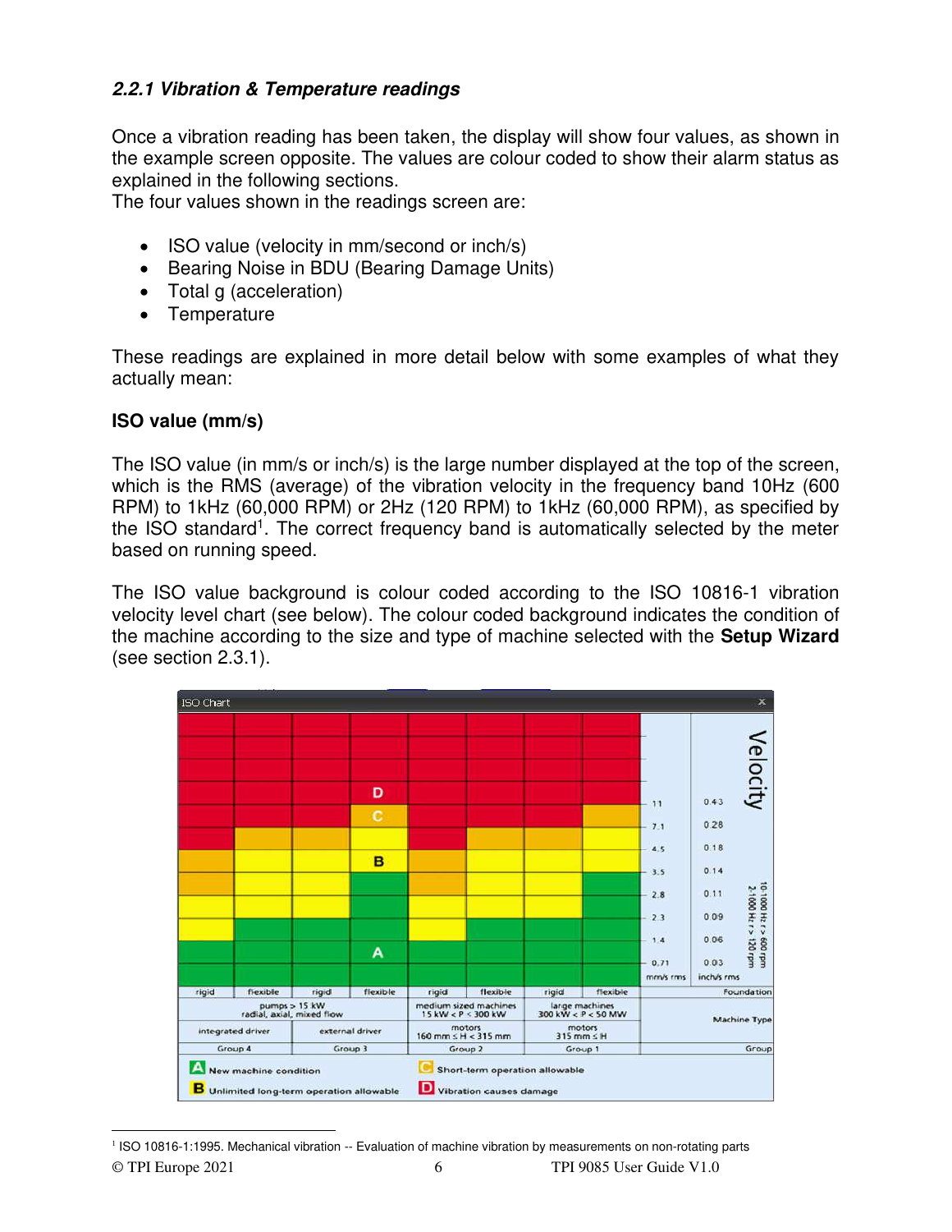### *2.2.1 Vibration & Temperature readings*

Once a vibration reading has been taken, the display will show four values, as shown in the example screen opposite. The values are colour coded to show their alarm status as explained in the following sections.
The four values shown in the readings screen are:

- ISO value (velocity in mm/second or inch/s)
- Bearing Noise in BDU (Bearing Damage Units)
- Total g (acceleration)
- Temperature

These readings are explained in more detail below with some examples of what they actually mean:

**ISO value (mm/s)**

The ISO value (in mm/s or inch/s) is the large number displayed at the top of the screen, which is the RMS (average) of the vibration velocity in the frequency band 10Hz (600 RPM) to 1kHz (60,000 RPM) or 2Hz (120 RPM) to 1kHz (60,000 RPM), as specified by the ISO standard[1]. The correct frequency band is automatically selected by the meter based on running speed.

The ISO value background is colour coded according to the ISO 10816-1 vibration velocity level chart (see below). The colour coded background indicates the condition of the machine according to the size and type of machine selected with the **Setup Wizard** (see section 2.3.1).

ISO Chart

| mm/s rms | inch/s rms | rigid | flexible | rigid | flexible | rigid | flexible | rigid | flexible |
|---|---|---|---|---|---|---|---|---|---|
| 11 | 0.43 | D | D | D | D | D | D | D | D |
| 7.1 | 0.28 | D | D | D | C | D | D | D | C |
| 4.5 | 0.18 | D | C | C | B | D | C | C | B |
| 3.5 | 0.14 | C | B | B | B | C | B | B | B |
| 2.8 | 0.11 | C | B | B | A | C | B | B | A |
| 2.3 | 0.09 | B | B | B | A | B | B | B | A |
| 1.4 | 0.06 | B | A | A | A | B | A | A | A |
| 0.71 | 0.03 | A | A | A | A | A | A | A | A |
| Foundation | | rigid | flexible | rigid | flexible | rigid | flexible | rigid | flexible |
| Machine Type | | pumps > 15 kW radial, axial, mixed flow | | | | medium sized machines 15 kW < P < 300 kW | | large machines 300 kW < P < 50 MW | |
| | | integrated driver | | external driver | | motors 160 mm ≤ H < 315 mm | | motors 315 mm ≤ H | |
| Group | | Group 4 | | Group 3 | | Group 2 | | Group 1 | |

Velocity: 10:1000 Hz r > 600 rpm; 2:1000 Hz r > 120 rpm

**A** New machine condition
**B** Unlimited long-term operation allowable
**C** Short-term operation allowable
**D** Vibration causes damage

[1] ISO 10816-1:1995. Mechanical vibration -- Evaluation of machine vibration by measurements on non-rotating parts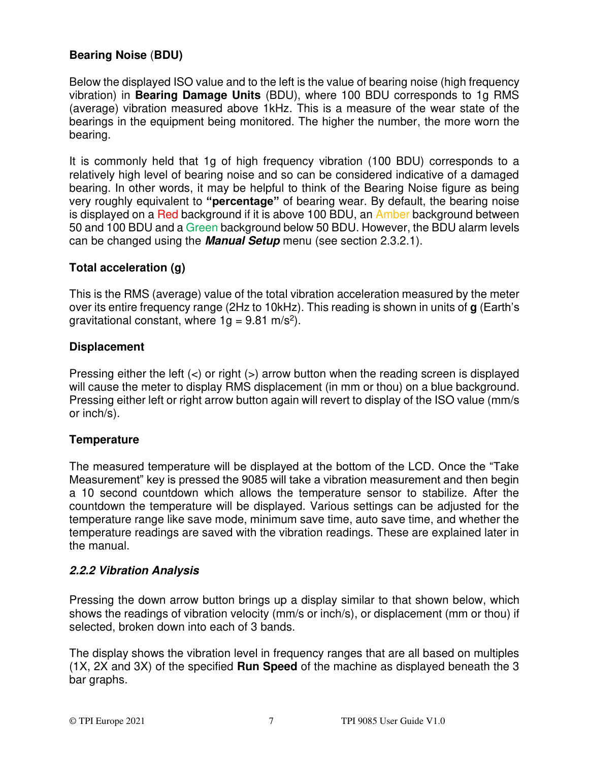**Bearing Noise (BDU)**

Below the displayed ISO value and to the left is the value of bearing noise (high frequency vibration) in **Bearing Damage Units** (BDU), where 100 BDU corresponds to 1g RMS (average) vibration measured above 1kHz. This is a measure of the wear state of the bearings in the equipment being monitored. The higher the number, the more worn the bearing.

It is commonly held that 1g of high frequency vibration (100 BDU) corresponds to a relatively high level of bearing noise and so can be considered indicative of a damaged bearing. In other words, it may be helpful to think of the Bearing Noise figure as being very roughly equivalent to **"percentage"** of bearing wear. By default, the bearing noise is displayed on a Red background if it is above 100 BDU, an Amber background between 50 and 100 BDU and a Green background below 50 BDU. However, the BDU alarm levels can be changed using the ***Manual Setup*** menu (see section 2.3.2.1).

**Total acceleration (g)**

This is the RMS (average) value of the total vibration acceleration measured by the meter over its entire frequency range (2Hz to 10kHz). This reading is shown in units of **g** (Earth's gravitational constant, where 1g = 9.81 $m/s^2$).

**Displacement**

Pressing either the left (<) or right (>) arrow button when the reading screen is displayed will cause the meter to display RMS displacement (in mm or thou) on a blue background. Pressing either left or right arrow button again will revert to display of the ISO value (mm/s or inch/s).

**Temperature**

The measured temperature will be displayed at the bottom of the LCD. Once the "Take Measurement" key is pressed the 9085 will take a vibration measurement and then begin a 10 second countdown which allows the temperature sensor to stabilize. After the countdown the temperature will be displayed. Various settings can be adjusted for the temperature range like save mode, minimum save time, auto save time, and whether the temperature readings are saved with the vibration readings. These are explained later in the manual.

### *2.2.2 Vibration Analysis*

Pressing the down arrow button brings up a display similar to that shown below, which shows the readings of vibration velocity (mm/s or inch/s), or displacement (mm or thou) if selected, broken down into each of 3 bands.

The display shows the vibration level in frequency ranges that are all based on multiples (1X, 2X and 3X) of the specified **Run Speed** of the machine as displayed beneath the 3 bar graphs.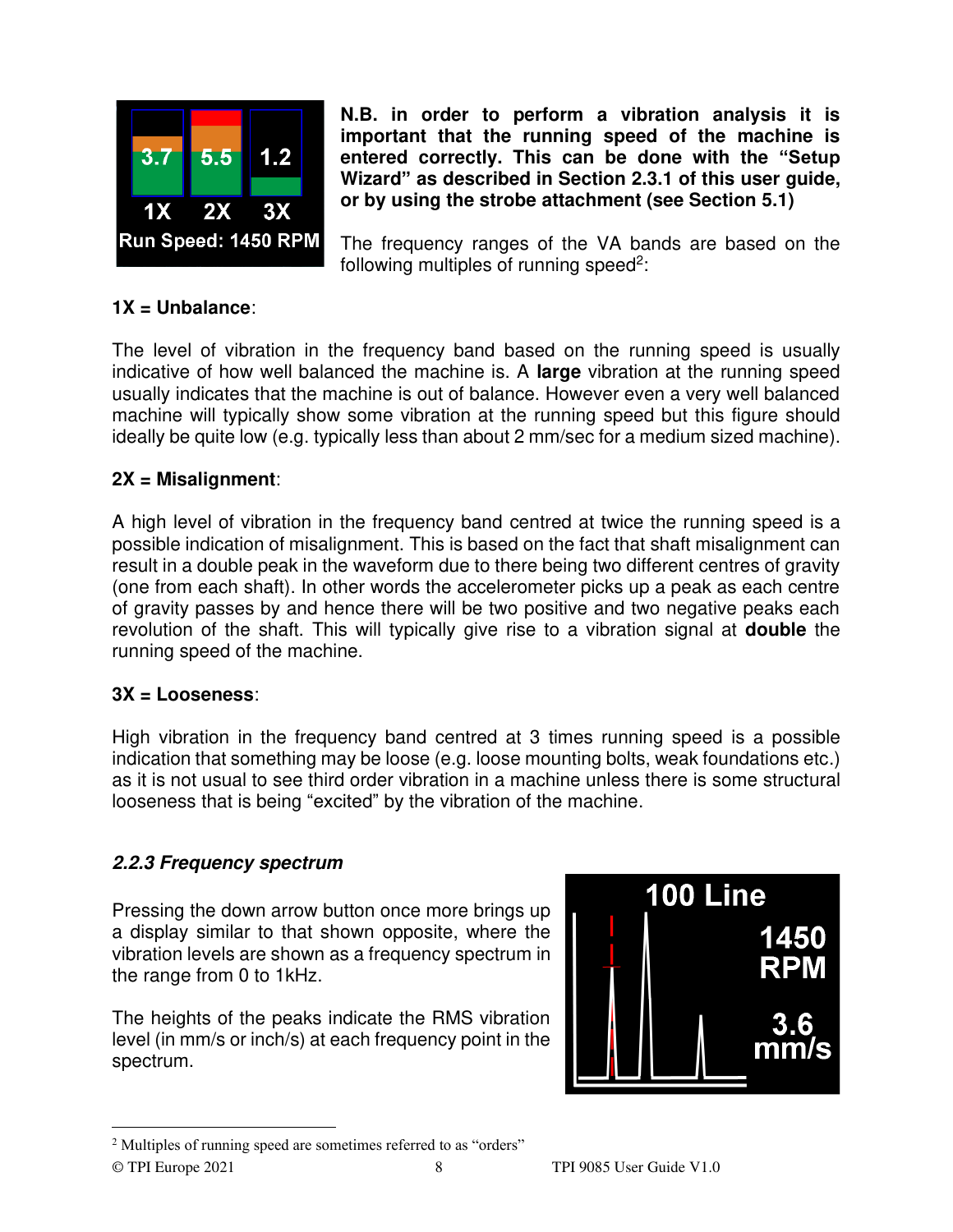**N.B. in order to perform a vibration analysis it is important that the running speed of the machine is entered correctly. This can be done with the "Setup Wizard" as described in Section 2.3.1 of this user guide, or by using the strobe attachment (see Section 5.1)**

The frequency ranges of the VA bands are based on the following multiples of running speed[2]:

**1X = Unbalance**:

The level of vibration in the frequency band based on the running speed is usually indicative of how well balanced the machine is. A **large** vibration at the running speed usually indicates that the machine is out of balance. However even a very well balanced machine will typically show some vibration at the running speed but this figure should ideally be quite low (e.g. typically less than about 2 mm/sec for a medium sized machine).

**2X = Misalignment**:

A high level of vibration in the frequency band centred at twice the running speed is a possible indication of misalignment. This is based on the fact that shaft misalignment can result in a double peak in the waveform due to there being two different centres of gravity (one from each shaft). In other words the accelerometer picks up a peak as each centre of gravity passes by and hence there will be two positive and two negative peaks each revolution of the shaft. This will typically give rise to a vibration signal at **double** the running speed of the machine.

**3X = Looseness**:

High vibration in the frequency band centred at 3 times running speed is a possible indication that something may be loose (e.g. loose mounting bolts, weak foundations etc.) as it is not usual to see third order vibration in a machine unless there is some structural looseness that is being "excited" by the vibration of the machine.

### *2.2.3 Frequency spectrum*

Pressing the down arrow button once more brings up a display similar to that shown opposite, where the vibration levels are shown as a frequency spectrum in the range from 0 to 1kHz.

The heights of the peaks indicate the RMS vibration level (in mm/s or inch/s) at each frequency point in the spectrum.

[2] Multiples of running speed are sometimes referred to as "orders"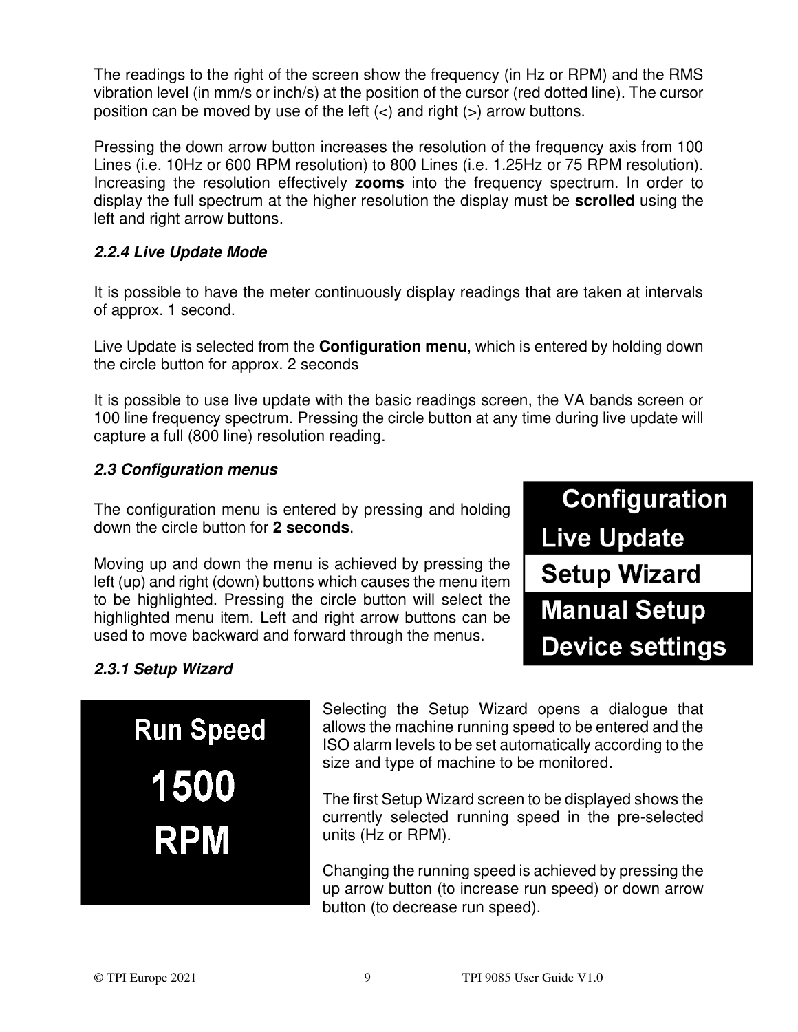The readings to the right of the screen show the frequency (in Hz or RPM) and the RMS vibration level (in mm/s or inch/s) at the position of the cursor (red dotted line). The cursor position can be moved by use of the left (<) and right (>) arrow buttons.

Pressing the down arrow button increases the resolution of the frequency axis from 100 Lines (i.e. 10Hz or 600 RPM resolution) to 800 Lines (i.e. 1.25Hz or 75 RPM resolution). Increasing the resolution effectively **zooms** into the frequency spectrum. In order to display the full spectrum at the higher resolution the display must be **scrolled** using the left and right arrow buttons.

### *2.2.4 Live Update Mode*

It is possible to have the meter continuously display readings that are taken at intervals of approx. 1 second.

Live Update is selected from the **Configuration menu**, which is entered by holding down the circle button for approx. 2 seconds

It is possible to use live update with the basic readings screen, the VA bands screen or 100 line frequency spectrum. Pressing the circle button at any time during live update will capture a full (800 line) resolution reading.

## *2.3 Configuration menus*

The configuration menu is entered by pressing and holding down the circle button for **2 seconds**.

Moving up and down the menu is achieved by pressing the left (up) and right (down) buttons which causes the menu item to be highlighted. Pressing the circle button will select the highlighted menu item. Left and right arrow buttons can be used to move backward and forward through the menus.

**Configuration**
Live Update
Setup Wizard
Manual Setup
Device settings

### *2.3.1 Setup Wizard*

**Run Speed**
**1500**
**RPM**

Selecting the Setup Wizard opens a dialogue that allows the machine running speed to be entered and the ISO alarm levels to be set automatically according to the size and type of machine to be monitored.

The first Setup Wizard screen to be displayed shows the currently selected running speed in the pre-selected units (Hz or RPM).

Changing the running speed is achieved by pressing the up arrow button (to increase run speed) or down arrow button (to decrease run speed).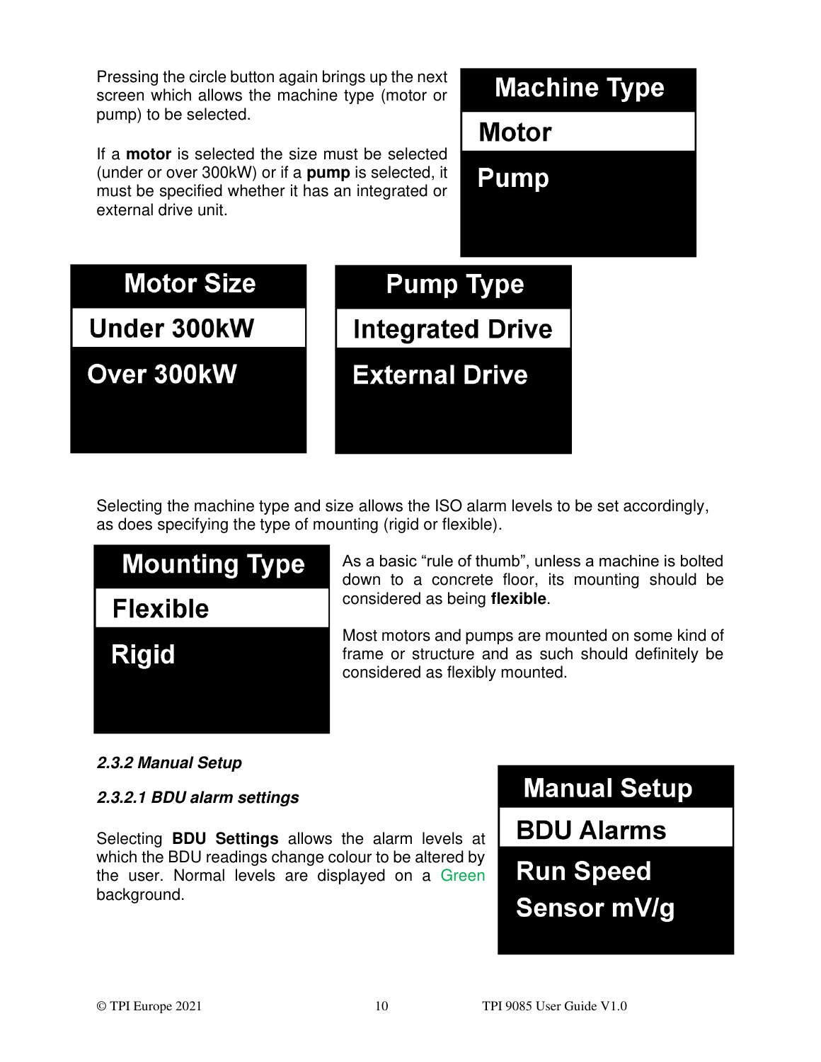Pressing the circle button again brings up the next screen which allows the machine type (motor or pump) to be selected.

If a **motor** is selected the size must be selected (under or over 300kW) or if a **pump** is selected, it must be specified whether it has an integrated or external drive unit.

**Machine Type**
- Motor
- Pump

**Motor Size**
- Under 300kW
- Over 300kW

**Pump Type**
- Integrated Drive
- External Drive

Selecting the machine type and size allows the ISO alarm levels to be set accordingly, as does specifying the type of mounting (rigid or flexible).

**Mounting Type**
- Flexible
- Rigid

As a basic "rule of thumb", unless a machine is bolted down to a concrete floor, its mounting should be considered as being **flexible**.

Most motors and pumps are mounted on some kind of frame or structure and as such should definitely be considered as flexibly mounted.

### *2.3.2 Manual Setup*

#### *2.3.2.1 BDU alarm settings*

Selecting **BDU Settings** allows the alarm levels at which the BDU readings change colour to be altered by the user. Normal levels are displayed on a Green background.

**Manual Setup**
- BDU Alarms
- Run Speed
- Sensor mV/g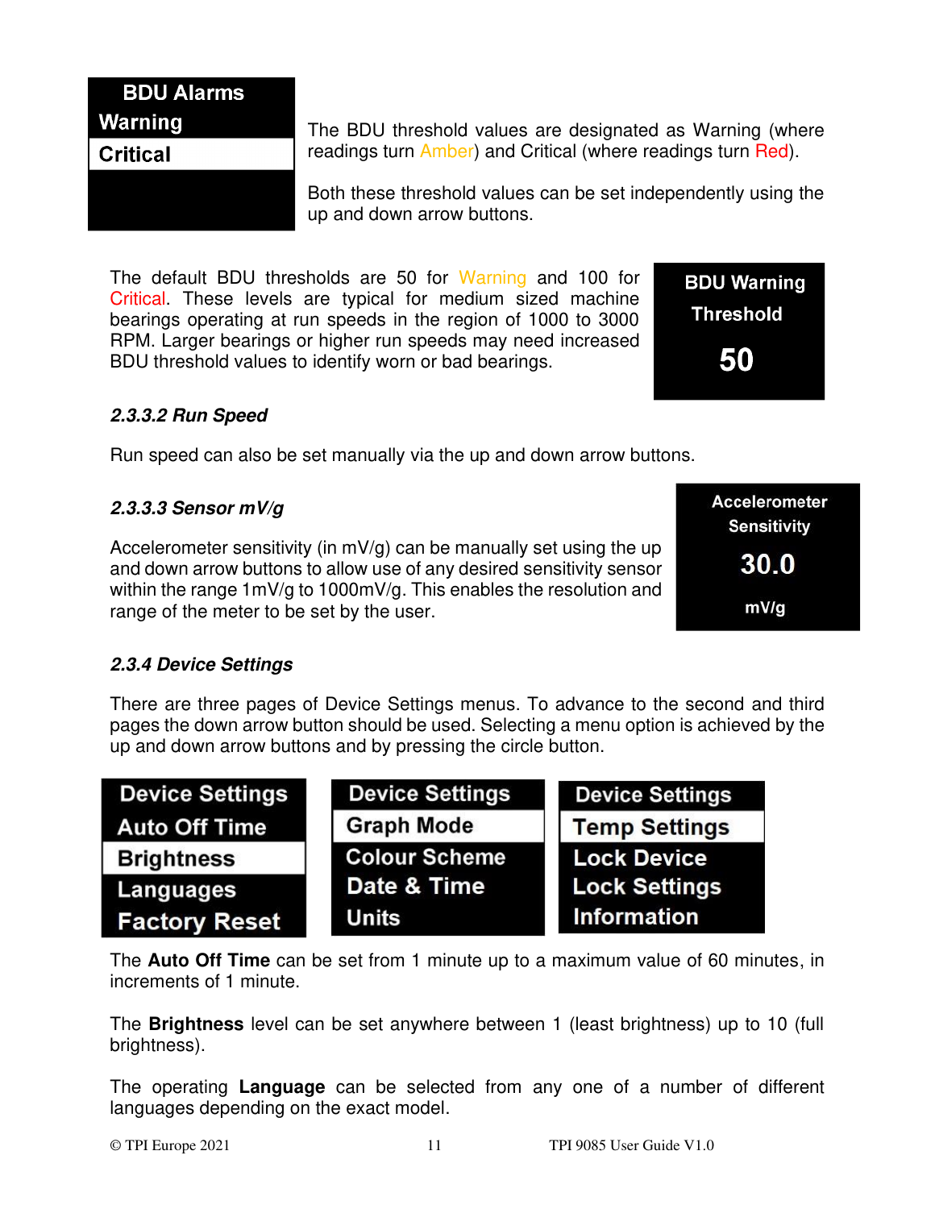BDU Alarms
Warning
Critical

The BDU threshold values are designated as Warning (where readings turn Amber) and Critical (where readings turn Red).

Both these threshold values can be set independently using the up and down arrow buttons.

The default BDU thresholds are 50 for Warning and 100 for Critical. These levels are typical for medium sized machine bearings operating at run speeds in the region of 1000 to 3000 RPM. Larger bearings or higher run speeds may need increased BDU threshold values to identify worn or bad bearings.

BDU Warning Threshold

50

### *2.3.3.2 Run Speed*

Run speed can also be set manually via the up and down arrow buttons.

### *2.3.3.3 Sensor mV/g*

Accelerometer sensitivity (in mV/g) can be manually set using the up and down arrow buttons to allow use of any desired sensitivity sensor within the range 1mV/g to 1000mV/g. This enables the resolution and range of the meter to be set by the user.

Accelerometer Sensitivity

30.0

mV/g

### *2.3.4 Device Settings*

There are three pages of Device Settings menus. To advance to the second and third pages the down arrow button should be used. Selecting a menu option is achieved by the up and down arrow buttons and by pressing the circle button.

Device Settings
Auto Off Time
Brightness
Languages
Factory Reset

Device Settings
Graph Mode
Colour Scheme
Date & Time
Units

Device Settings
Temp Settings
Lock Device
Lock Settings
Information

The **Auto Off Time** can be set from 1 minute up to a maximum value of 60 minutes, in increments of 1 minute.

The **Brightness** level can be set anywhere between 1 (least brightness) up to 10 (full brightness).

The operating **Language** can be selected from any one of a number of different languages depending on the exact model.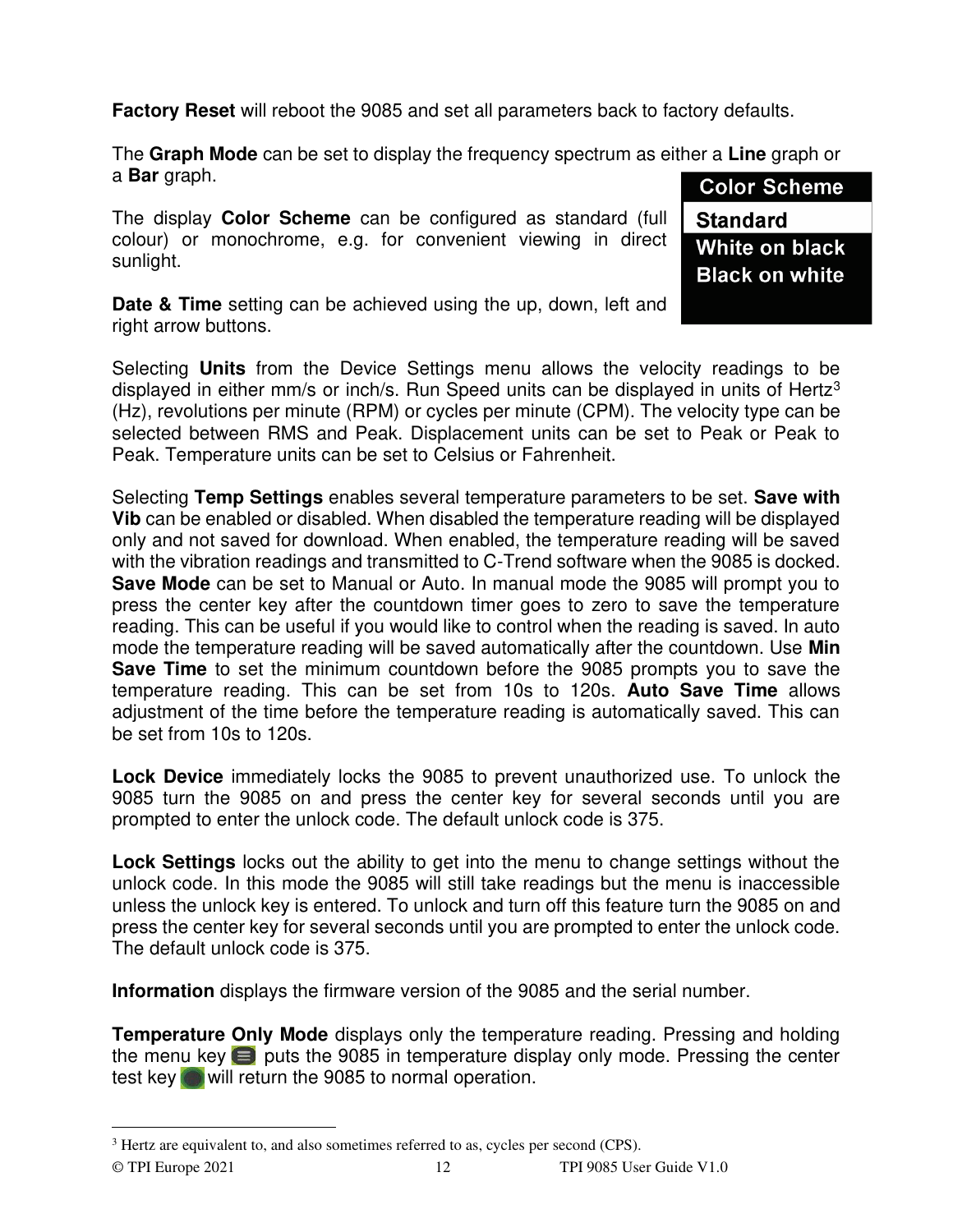**Factory Reset** will reboot the 9085 and set all parameters back to factory defaults.

The **Graph Mode** can be set to display the frequency spectrum as either a **Line** graph or a **Bar** graph.

The display **Color Scheme** can be configured as standard (full colour) or monochrome, e.g. for convenient viewing in direct sunlight.

| Color Scheme |
| --- |
| Standard |
| White on black |
| Black on white |

**Date & Time** setting can be achieved using the up, down, left and right arrow buttons.

Selecting **Units** from the Device Settings menu allows the velocity readings to be displayed in either mm/s or inch/s. Run Speed units can be displayed in units of Hertz[3] (Hz), revolutions per minute (RPM) or cycles per minute (CPM). The velocity type can be selected between RMS and Peak. Displacement units can be set to Peak or Peak to Peak. Temperature units can be set to Celsius or Fahrenheit.

Selecting **Temp Settings** enables several temperature parameters to be set. **Save with Vib** can be enabled or disabled. When disabled the temperature reading will be displayed only and not saved for download. When enabled, the temperature reading will be saved with the vibration readings and transmitted to C-Trend software when the 9085 is docked. **Save Mode** can be set to Manual or Auto. In manual mode the 9085 will prompt you to press the center key after the countdown timer goes to zero to save the temperature reading. This can be useful if you would like to control when the reading is saved. In auto mode the temperature reading will be saved automatically after the countdown. Use **Min Save Time** to set the minimum countdown before the 9085 prompts you to save the temperature reading. This can be set from 10s to 120s. **Auto Save Time** allows adjustment of the time before the temperature reading is automatically saved. This can be set from 10s to 120s.

**Lock Device** immediately locks the 9085 to prevent unauthorized use. To unlock the 9085 turn the 9085 on and press the center key for several seconds until you are prompted to enter the unlock code. The default unlock code is 375.

**Lock Settings** locks out the ability to get into the menu to change settings without the unlock code. In this mode the 9085 will still take readings but the menu is inaccessible unless the unlock key is entered. To unlock and turn off this feature turn the 9085 on and press the center key for several seconds until you are prompted to enter the unlock code. The default unlock code is 375.

**Information** displays the firmware version of the 9085 and the serial number.

**Temperature Only Mode** displays only the temperature reading. Pressing and holding the menu key puts the 9085 in temperature display only mode. Pressing the center test key will return the 9085 to normal operation.

[3] Hertz are equivalent to, and also sometimes referred to as, cycles per second (CPS).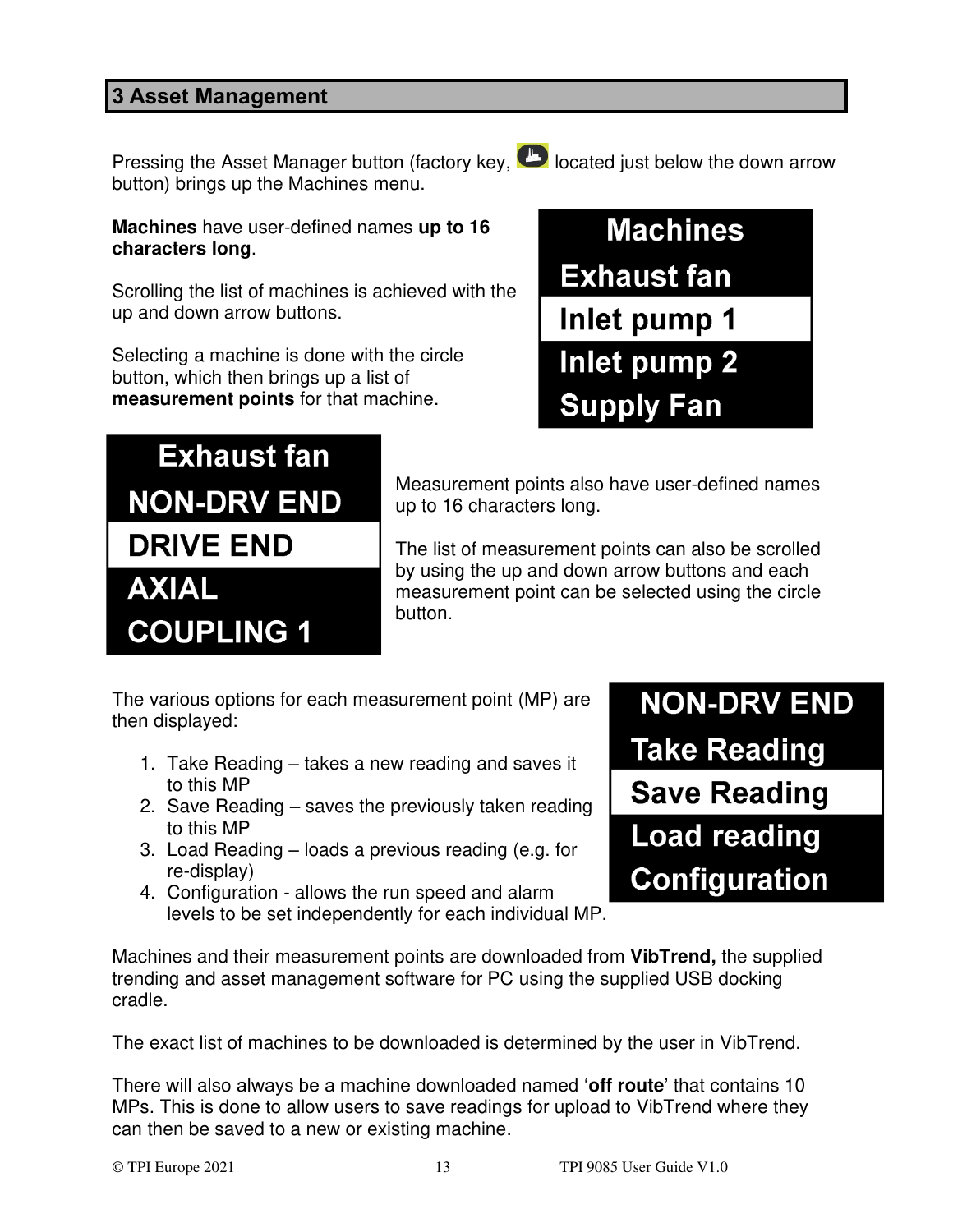# 3 Asset Management

Pressing the Asset Manager button (factory key, located just below the down arrow button) brings up the Machines menu.

**Machines** have user-defined names **up to 16 characters long**.

Scrolling the list of machines is achieved with the up and down arrow buttons.

Selecting a machine is done with the circle button, which then brings up a list of **measurement points** for that machine.

Machines
Exhaust fan
Inlet pump 1
Inlet pump 2
Supply Fan

Exhaust fan
NON-DRV END
DRIVE END
AXIAL
COUPLING 1

Measurement points also have user-defined names up to 16 characters long.

The list of measurement points can also be scrolled by using the up and down arrow buttons and each measurement point can be selected using the circle button.

The various options for each measurement point (MP) are then displayed:

1. Take Reading – takes a new reading and saves it to this MP
2. Save Reading – saves the previously taken reading to this MP
3. Load Reading – loads a previous reading (e.g. for re-display)
4. Configuration - allows the run speed and alarm levels to be set independently for each individual MP.

NON-DRV END
Take Reading
Save Reading
Load reading
Configuration

Machines and their measurement points are downloaded from **VibTrend,** the supplied trending and asset management software for PC using the supplied USB docking cradle.

The exact list of machines to be downloaded is determined by the user in VibTrend.

There will also always be a machine downloaded named '**off route**' that contains 10 MPs. This is done to allow users to save readings for upload to VibTrend where they can then be saved to a new or existing machine.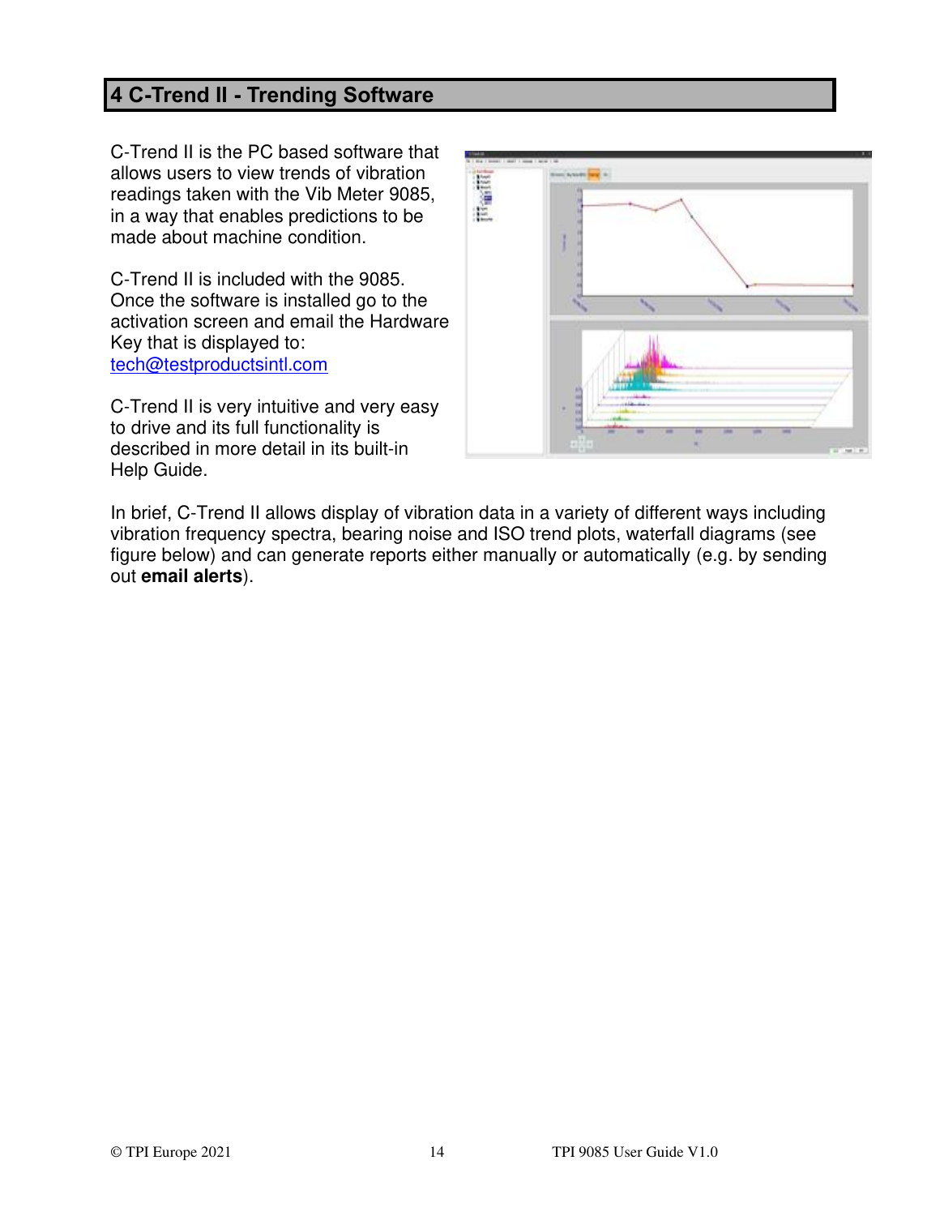# 4 C-Trend II - Trending Software

C-Trend II is the PC based software that allows users to view trends of vibration readings taken with the Vib Meter 9085, in a way that enables predictions to be made about machine condition.

C-Trend II is included with the 9085. Once the software is installed go to the activation screen and email the Hardware Key that is displayed to: tech@testproductsintl.com

C-Trend II is very intuitive and very easy to drive and its full functionality is described in more detail in its built-in Help Guide.

In brief, C-Trend II allows display of vibration data in a variety of different ways including vibration frequency spectra, bearing noise and ISO trend plots, waterfall diagrams (see figure below) and can generate reports either manually or automatically (e.g. by sending out **email alerts**).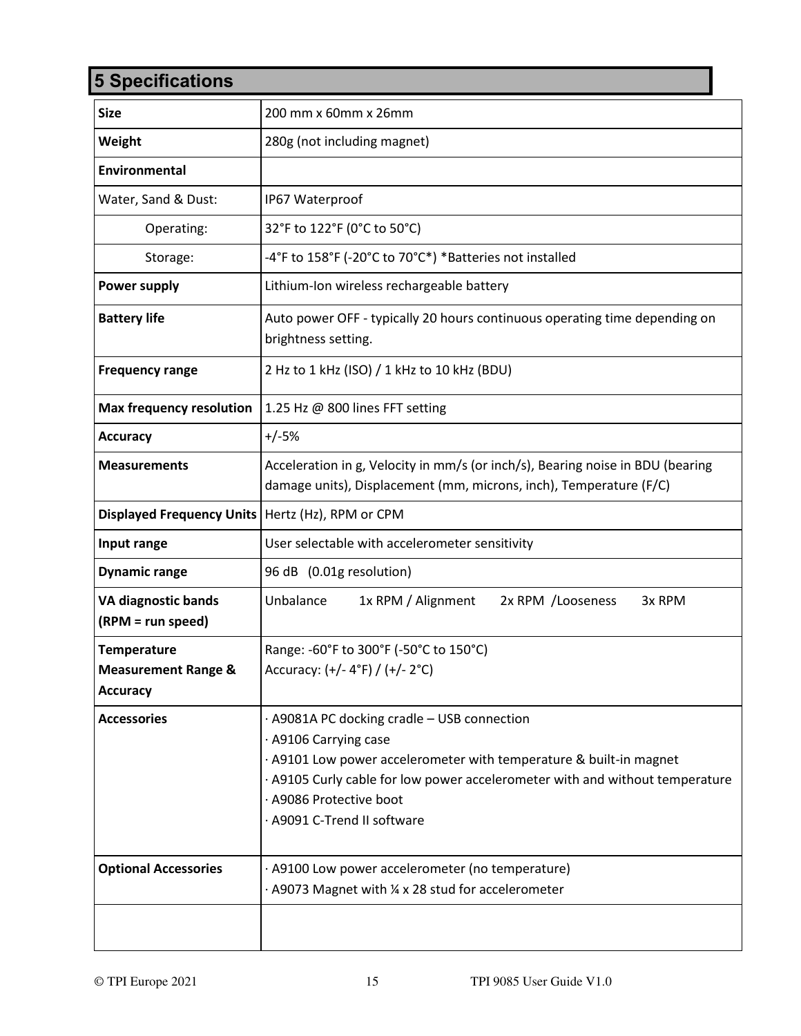# 5 Specifications

| **Size** | 200 mm x 60mm x 26mm |
|---|---|
| **Weight** | 280g (not including magnet) |
| **Environmental** | |
| Water, Sand & Dust: | IP67 Waterproof |
| Operating: | 32°F to 122°F (0°C to 50°C) |
| Storage: | -4°F to 158°F (-20°C to 70°C*) *Batteries not installed |
| **Power supply** | Lithium-Ion wireless rechargeable battery |
| **Battery life** | Auto power OFF - typically 20 hours continuous operating time depending on brightness setting. |
| **Frequency range** | 2 Hz to 1 kHz (ISO) / 1 kHz to 10 kHz (BDU) |
| **Max frequency resolution** | 1.25 Hz @ 800 lines FFT setting |
| **Accuracy** | +/-5% |
| **Measurements** | Acceleration in g, Velocity in mm/s (or inch/s), Bearing noise in BDU (bearing damage units), Displacement (mm, microns, inch), Temperature (F/C) |
| **Displayed Frequency Units** | Hertz (Hz), RPM or CPM |
| **Input range** | User selectable with accelerometer sensitivity |
| **Dynamic range** | 96 dB (0.01g resolution) |
| **VA diagnostic bands (RPM = run speed)** | Unbalance 1x RPM / Alignment 2x RPM /Looseness 3x RPM |
| **Temperature Measurement Range & Accuracy** | Range: -60°F to 300°F (-50°C to 150°C)<br>Accuracy: (+/- 4°F) / (+/- 2°C) |
| **Accessories** | · A9081A PC docking cradle – USB connection<br>· A9106 Carrying case<br>· A9101 Low power accelerometer with temperature & built-in magnet<br>· A9105 Curly cable for low power accelerometer with and without temperature<br>· A9086 Protective boot<br>· A9091 C-Trend II software |
| **Optional Accessories** | · A9100 Low power accelerometer (no temperature)<br>· A9073 Magnet with ¼ x 28 stud for accelerometer |
| | |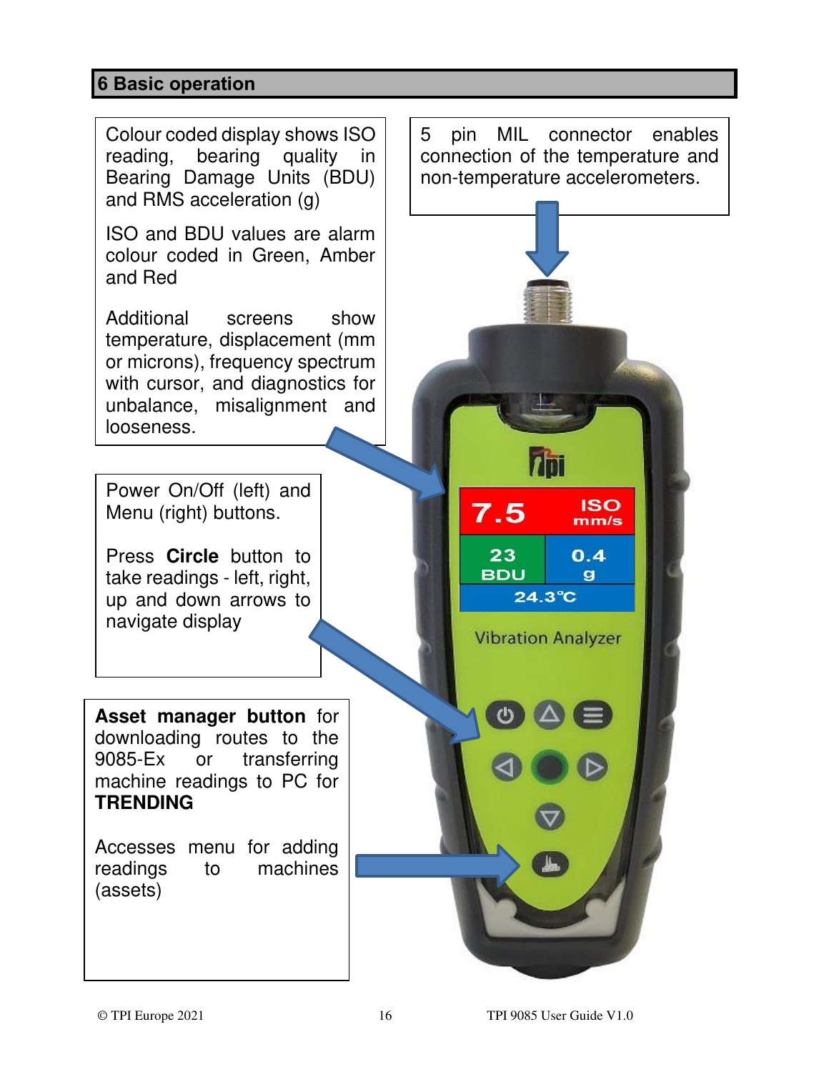## 6 Basic operation

Colour coded display shows ISO reading, bearing quality in Bearing Damage Units (BDU) and RMS acceleration (g)

ISO and BDU values are alarm colour coded in Green, Amber and Red

Additional screens show temperature, displacement (mm or microns), frequency spectrum with cursor, and diagnostics for unbalance, misalignment and looseness.

5 pin MIL connector enables connection of the temperature and non-temperature accelerometers.

Power On/Off (left) and Menu (right) buttons.

Press **Circle** button to take readings - left, right, up and down arrows to navigate display

**Asset manager button** for downloading routes to the 9085-Ex or transferring machine readings to PC for **TRENDING**

Accesses menu for adding readings to machines (assets)

7.5
ISO
mm/s
23
BDU
0.4
g
24.3℃
Vibration Analyzer